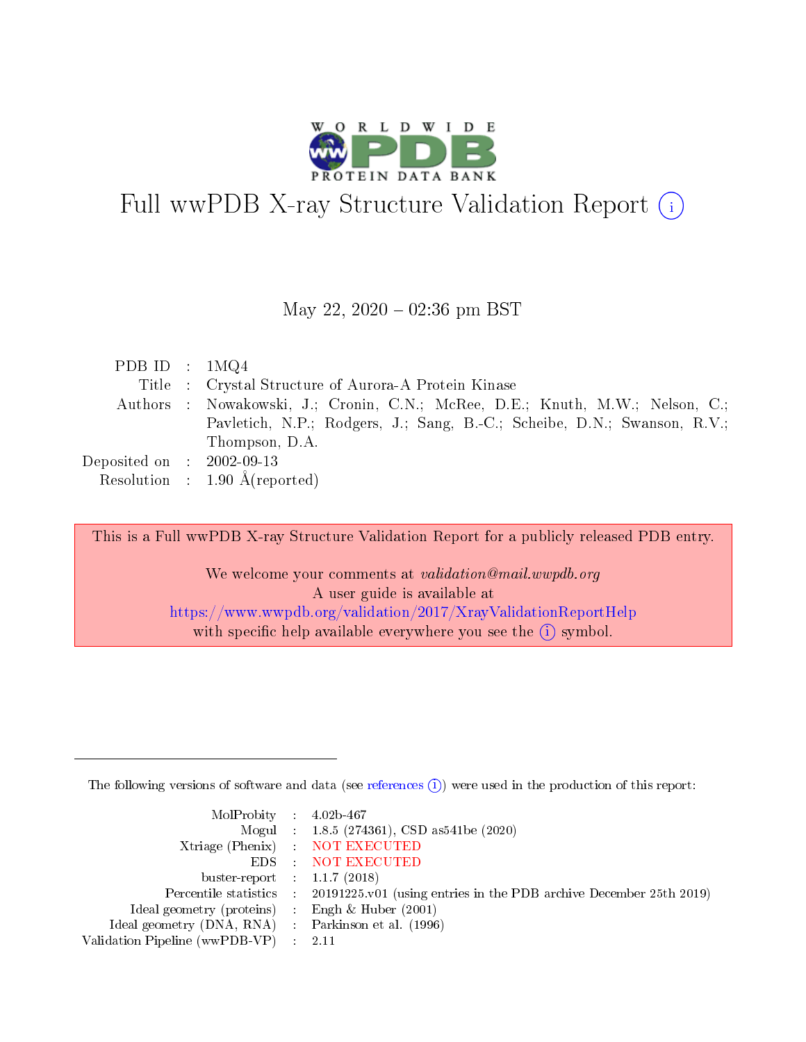# Full wwPDB X-ray Structure Validation Report (i)

May 22, 2020 – 02:36 pm BST

| | | |
|---|---|---|
| PDB ID | : | 1MQ4 |
| Title | : | Crystal Structure of Aurora-A Protein Kinase |
| Authors | : | Nowakowski, J.; Cronin, C.N.; McRee, D.E.; Knuth, M.W.; Nelson, C.; Pavletich, N.P.; Rodgers, J.; Sang, B.-C.; Scheibe, D.N.; Swanson, R.V.; Thompson, D.A. |
| Deposited on | : | 2002-09-13 |
| Resolution | : | 1.90 Å(reported) |

This is a Full wwPDB X-ray Structure Validation Report for a publicly released PDB entry.

We welcome your comments at *validation@mail.wwpdb.org*
A user guide is available at
https://www.wwpdb.org/validation/2017/XrayValidationReportHelp
with specific help available everywhere you see the (i) symbol.

The following versions of software and data (see references (i)) were used in the production of this report:

| | | |
|---|---|---|
| MolProbity | : | 4.02b-467 |
| Mogul | : | 1.8.5 (274361), CSD as541be (2020) |
| Xtriage (Phenix) | : | NOT EXECUTED |
| EDS | : | NOT EXECUTED |
| buster-report | : | 1.1.7 (2018) |
| Percentile statistics | : | 20191225.v01 (using entries in the PDB archive December 25th 2019) |
| Ideal geometry (proteins) | : | Engh & Huber (2001) |
| Ideal geometry (DNA, RNA) | : | Parkinson et al. (1996) |
| Validation Pipeline (wwPDB-VP) | : | 2.11 |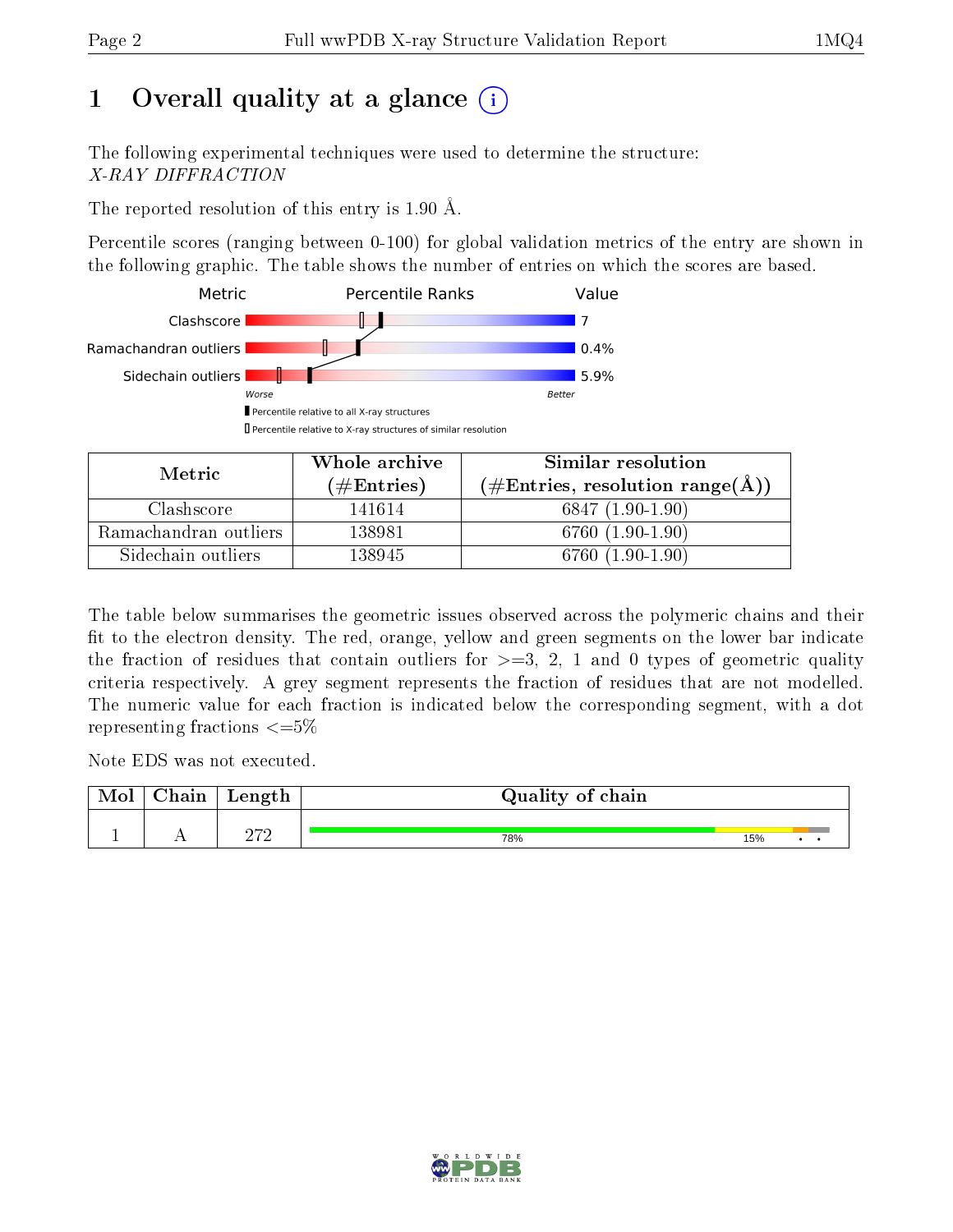# 1 Overall quality at a glance

The following experimental techniques were used to determine the structure: *X-RAY DIFFRACTION*

The reported resolution of this entry is 1.90 Å.

Percentile scores (ranging between 0-100) for global validation metrics of the entry are shown in the following graphic. The table shows the number of entries on which the scores are based.

Metric

Percentile Ranks

Value

Clashscore 7

Ramachandran outliers 0.4%

Sidechain outliers 5.9%

Worse

Better

Percentile relative to all X-ray structures

Percentile relative to X-ray structures of similar resolution

| Metric | Whole archive (#Entries) | Similar resolution (#Entries, resolution range(Å)) |
|---|---|---|
| Clashscore | 141614 | 6847 (1.90-1.90) |
| Ramachandran outliers | 138981 | 6760 (1.90-1.90) |
| Sidechain outliers | 138945 | 6760 (1.90-1.90) |

The table below summarises the geometric issues observed across the polymeric chains and their fit to the electron density. The red, orange, yellow and green segments on the lower bar indicate the fraction of residues that contain outliers for >=3, 2, 1 and 0 types of geometric quality criteria respectively. A grey segment represents the fraction of residues that are not modelled. The numeric value for each fraction is indicated below the corresponding segment, with a dot representing fractions <=5%

Note EDS was not executed.

| Mol | Chain | Length | Quality of chain |
|---|---|---|---|
| 1 | A | 272 | 78% 15% • • |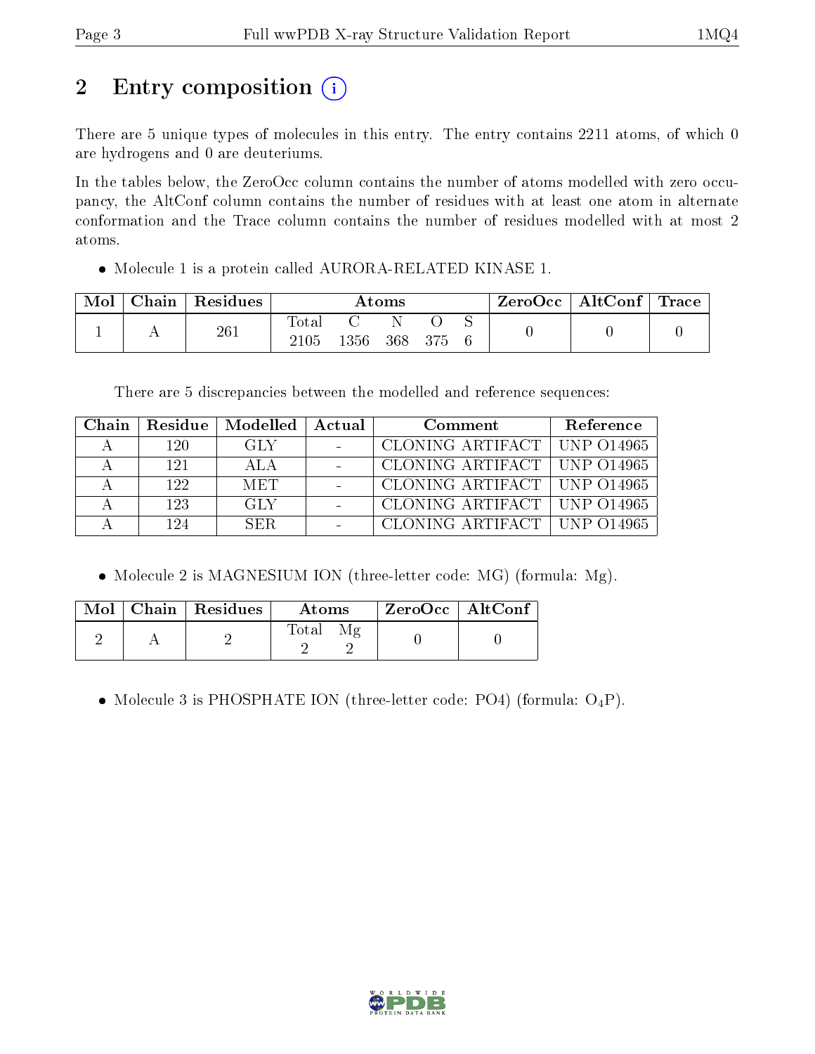# 2 Entry composition (i)

There are 5 unique types of molecules in this entry. The entry contains 2211 atoms, of which 0 are hydrogens and 0 are deuteriums.

In the tables below, the ZeroOcc column contains the number of atoms modelled with zero occupancy, the AltConf column contains the number of residues with at least one atom in alternate conformation and the Trace column contains the number of residues modelled with at most 2 atoms.

- Molecule 1 is a protein called AURORA-RELATED KINASE 1.

| Mol | Chain | Residues | Atoms | | | | | ZeroOcc | AltConf | Trace |
|---|---|---|---|---|---|---|---|---|---|---|
| | | | Total | C | N | O | S | | | |
| 1 | A | 261 | 2105 | 1356 | 368 | 375 | 6 | 0 | 0 | 0 |

There are 5 discrepancies between the modelled and reference sequences:

| Chain | Residue | Modelled | Actual | Comment | Reference |
|---|---|---|---|---|---|
| A | 120 | GLY | - | CLONING ARTIFACT | UNP O14965 |
| A | 121 | ALA | - | CLONING ARTIFACT | UNP O14965 |
| A | 122 | MET | - | CLONING ARTIFACT | UNP O14965 |
| A | 123 | GLY | - | CLONING ARTIFACT | UNP O14965 |
| A | 124 | SER | - | CLONING ARTIFACT | UNP O14965 |

- Molecule 2 is MAGNESIUM ION (three-letter code: MG) (formula: Mg).

| Mol | Chain | Residues | Atoms | | ZeroOcc | AltConf |
|---|---|---|---|---|---|---|
| | | | Total | Mg | | |
| 2 | A | 2 | 2 | 2 | 0 | 0 |

- Molecule 3 is PHOSPHATE ION (three-letter code: PO4) (formula: $O_4P$).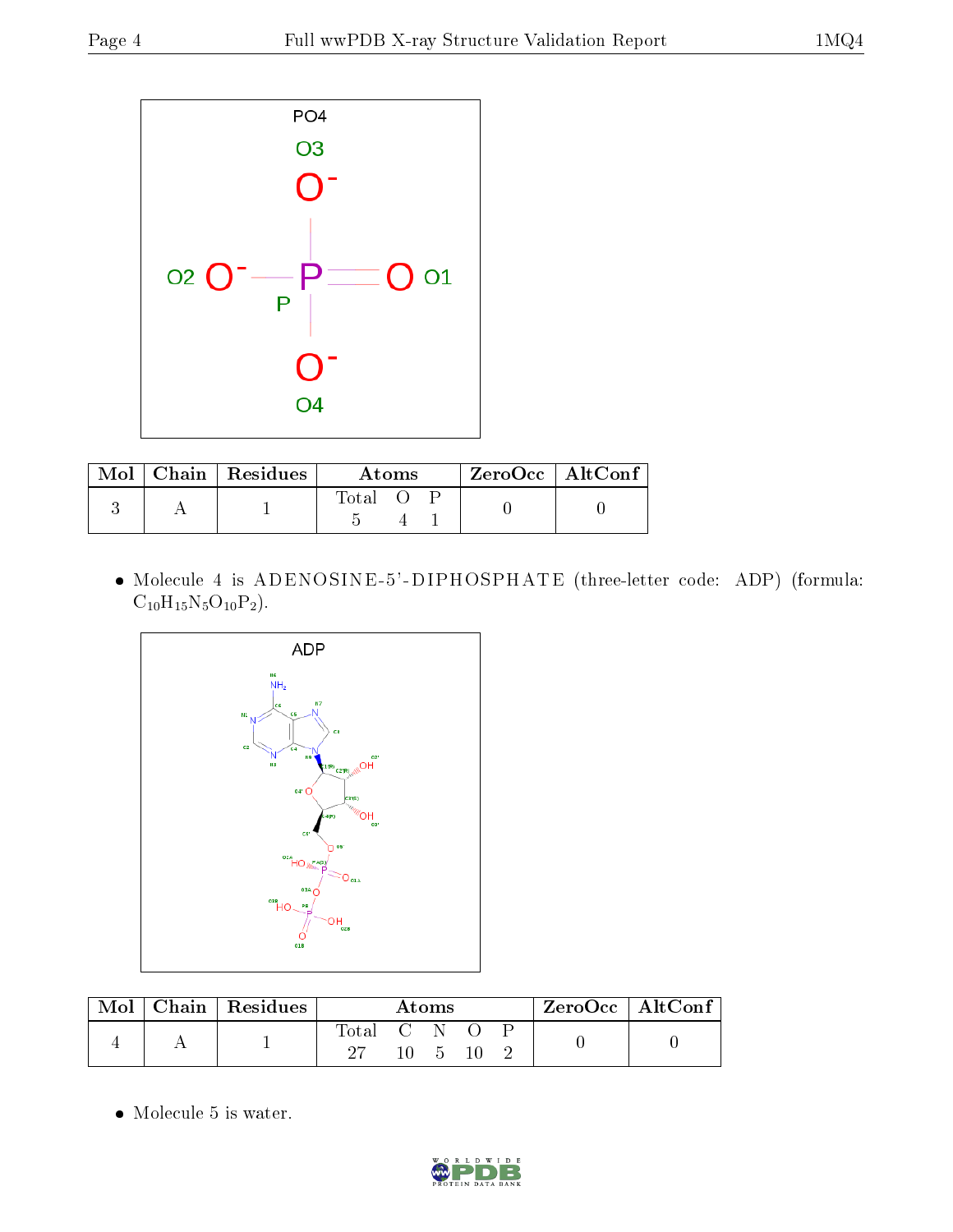PO4

O3

O2 P O1

O4

| Mol | Chain | Residues | Atoms | | | ZeroOcc | AltConf |
|---|---|---|---|---|---|---|---|
| | | | Total | O | P | | |
| 3 | A | 1 | 5 | 4 | 1 | 0 | 0 |

- Molecule 4 is ADENOSINE-5'-DIPHOSPHATE (three-letter code: ADP) (formula: $C_{10}H_{15}N_5O_{10}P_2$).

ADP

| Mol | Chain | Residues | Atoms | | | | | ZeroOcc | AltConf |
|---|---|---|---|---|---|---|---|---|---|
| | | | Total | C | N | O | P | | |
| 4 | A | 1 | 27 | 10 | 5 | 10 | 2 | 0 | 0 |

- Molecule 5 is water.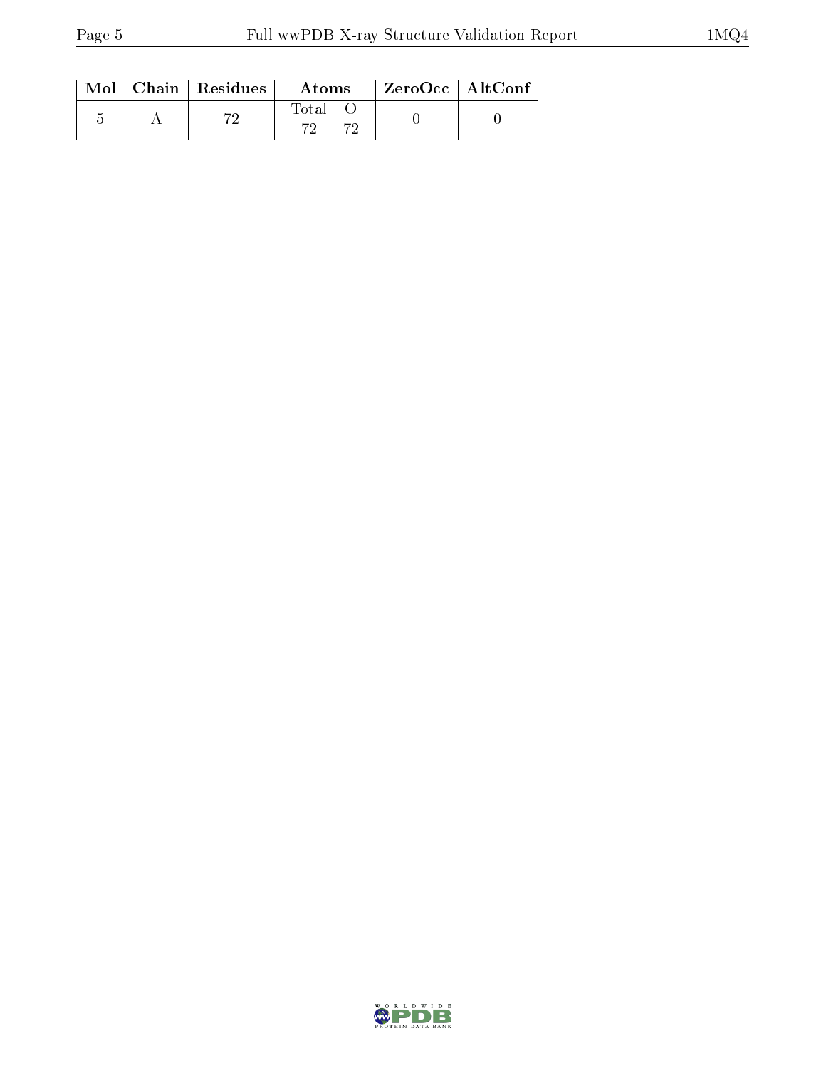| Mol | Chain | Residues | Atoms | | ZeroOcc | AltConf |
|---|---|---|---|---|---|---|
| | | | Total | O | | |
| 5 | A | 72 | 72 | 72 | 0 | 0 |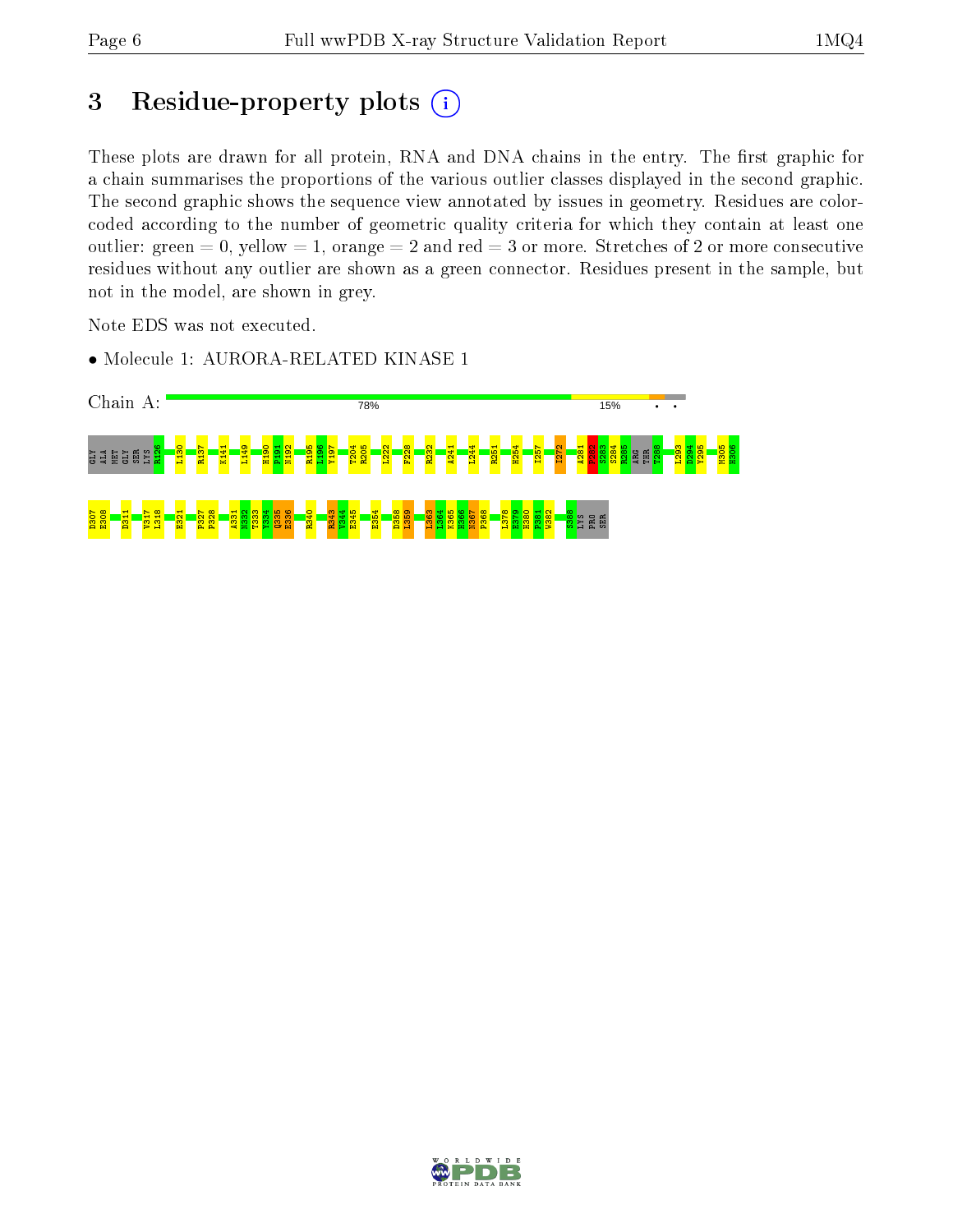# 3 Residue-property plots

These plots are drawn for all protein, RNA and DNA chains in the entry. The first graphic for a chain summarises the proportions of the various outlier classes displayed in the second graphic. The second graphic shows the sequence view annotated by issues in geometry. Residues are color-coded according to the number of geometric quality criteria for which they contain at least one outlier: green = 0, yellow = 1, orange = 2 and red = 3 or more. Stretches of 2 or more consecutive residues without any outlier are shown as a green connector. Residues present in the sample, but not in the model, are shown in grey.

Note EDS was not executed.

- Molecule 1: AURORA-RELATED KINASE 1

Chain A:

78%

15%

GLY ALA MET GLY SER LYS R126 L130 R137 K141 L149 H190 P191 N192 R195 L196 Y197 T204 R205 L222 F228 R232 A241 L244 R251 H254 I257 I272 A281 P282 S283 S284 R285 ARG THR T288 L293 D294 Y295 M305 H306

D307 E308 D311 V317 L318 E321 P327 P328 A331 N332 T333 Y334 Q335 E336 R340 R343 V344 E345 E354 D358 L359 L363 L364 K365 H366 N367 P368 L378 E379 H380 P381 W382 S388 LYS PRO SER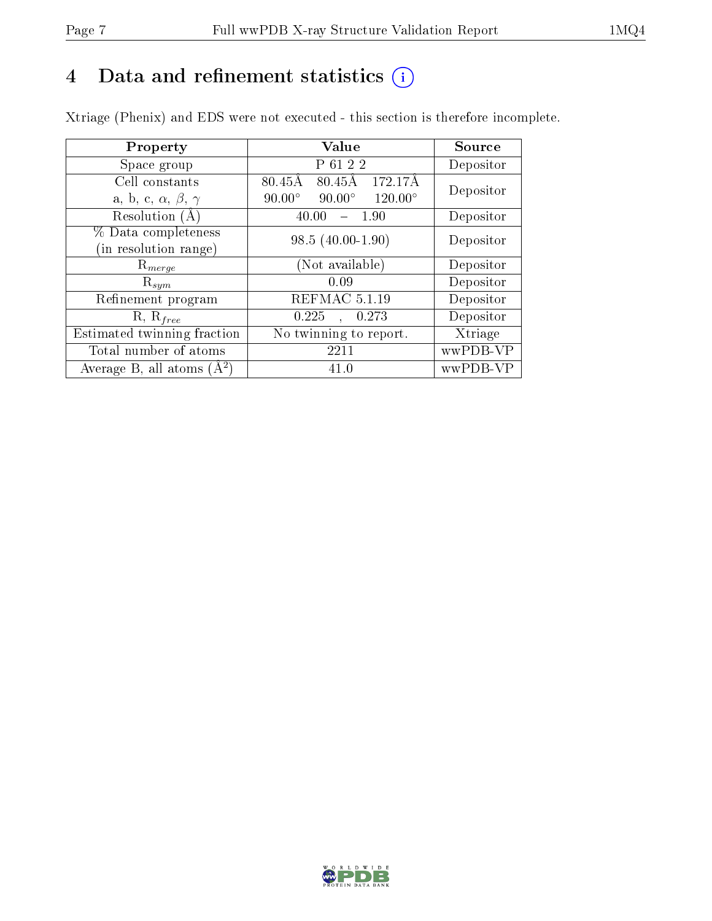# 4 Data and refinement statistics (i)

Xtriage (Phenix) and EDS were not executed - this section is therefore incomplete.

| Property | Value | Source |
|---|---|---|
| Space group | P 61 2 2 | Depositor |
| Cell constants<br>a, b, c, $\alpha$, $\beta$, $\gamma$ | 80.45Å 80.45Å 172.17Å<br>90.00° 90.00° 120.00° | Depositor |
| Resolution (Å) | 40.00 – 1.90 | Depositor |
| % Data completeness<br>(in resolution range) | 98.5 (40.00-1.90) | Depositor |
| $R_{merge}$ | (Not available) | Depositor |
| $R_{sym}$ | 0.09 | Depositor |
| Refinement program | REFMAC 5.1.19 | Depositor |
| R, $R_{free}$ | 0.225 , 0.273 | Depositor |
| Estimated twinning fraction | No twinning to report. | Xtriage |
| Total number of atoms | 2211 | wwPDB-VP |
| Average B, all atoms ($Å^2$) | 41.0 | wwPDB-VP |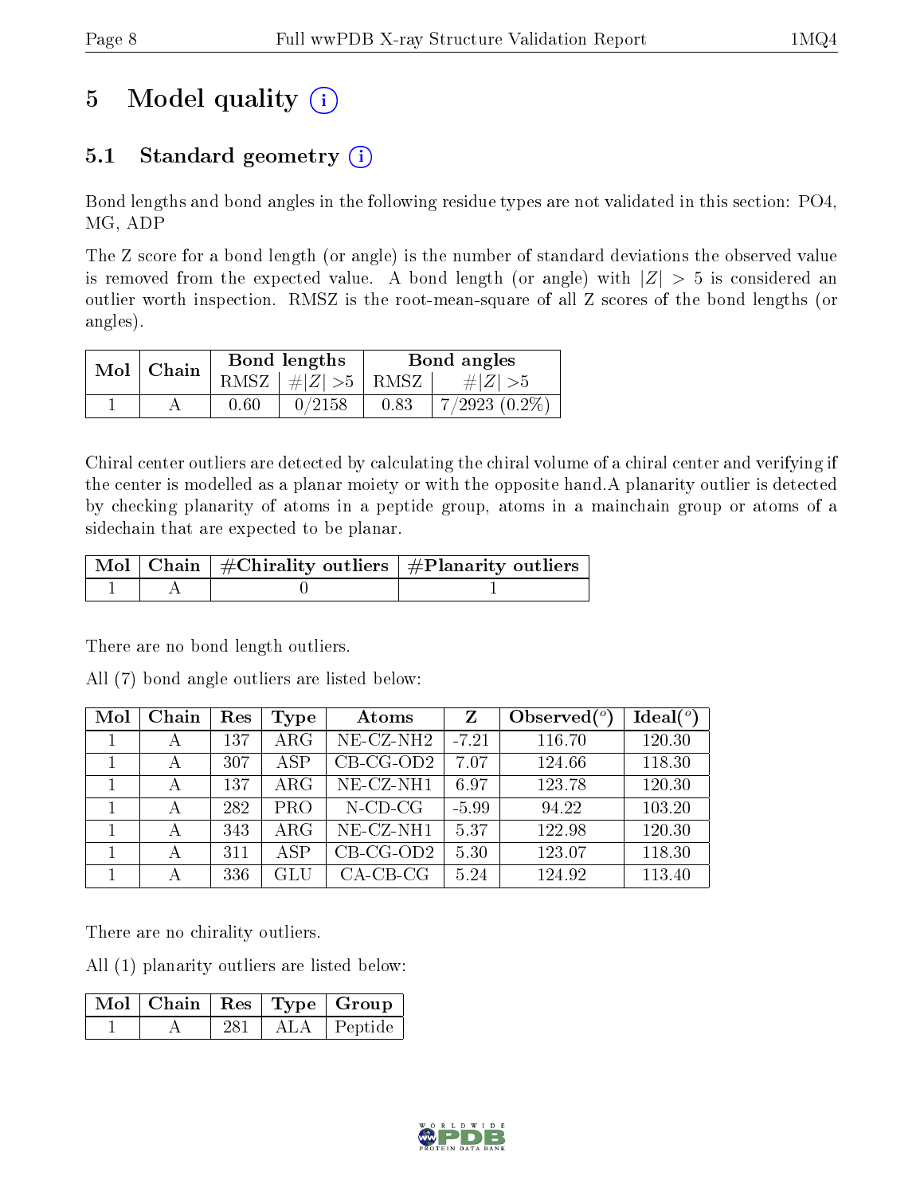# 5 Model quality

## 5.1 Standard geometry

Bond lengths and bond angles in the following residue types are not validated in this section: PO4, MG, ADP

The Z score for a bond length (or angle) is the number of standard deviations the observed value is removed from the expected value. A bond length (or angle) with $|Z| > 5$ is considered an outlier worth inspection. RMSZ is the root-mean-square of all Z scores of the bond lengths (or angles).

| Mol | Chain | Bond lengths | | Bond angles | |
|---|---|---|---|---|---|
| | | RMSZ | #\|Z\| >5 | RMSZ | #\|Z\| >5 |
| 1 | A | 0.60 | 0/2158 | 0.83 | 7/2923 (0.2%) |

Chiral center outliers are detected by calculating the chiral volume of a chiral center and verifying if the center is modelled as a planar moiety or with the opposite hand.A planarity outlier is detected by checking planarity of atoms in a peptide group, atoms in a mainchain group or atoms of a sidechain that are expected to be planar.

| Mol | Chain | #Chirality outliers | #Planarity outliers |
|---|---|---|---|
| 1 | A | 0 | 1 |

There are no bond length outliers.

All (7) bond angle outliers are listed below:

| Mol | Chain | Res | Type | Atoms | Z | Observed(°) | Ideal(°) |
|---|---|---|---|---|---|---|---|
| 1 | A | 137 | ARG | NE-CZ-NH2 | -7.21 | 116.70 | 120.30 |
| 1 | A | 307 | ASP | CB-CG-OD2 | 7.07 | 124.66 | 118.30 |
| 1 | A | 137 | ARG | NE-CZ-NH1 | 6.97 | 123.78 | 120.30 |
| 1 | A | 282 | PRO | N-CD-CG | -5.99 | 94.22 | 103.20 |
| 1 | A | 343 | ARG | NE-CZ-NH1 | 5.37 | 122.98 | 120.30 |
| 1 | A | 311 | ASP | CB-CG-OD2 | 5.30 | 123.07 | 118.30 |
| 1 | A | 336 | GLU | CA-CB-CG | 5.24 | 124.92 | 113.40 |

There are no chirality outliers.

All (1) planarity outliers are listed below:

| Mol | Chain | Res | Type | Group |
|---|---|---|---|---|
| 1 | A | 281 | ALA | Peptide |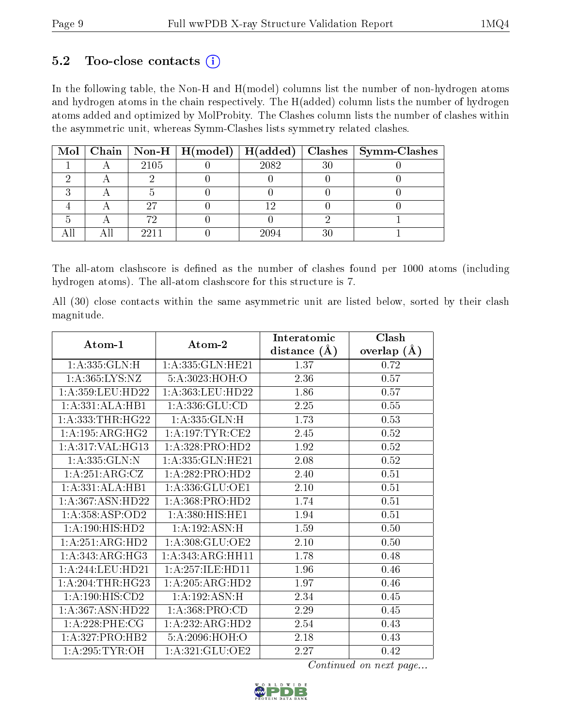## 5.2 Too-close contacts (i)

In the following table, the Non-H and H(model) columns list the number of non-hydrogen atoms and hydrogen atoms in the chain respectively. The H(added) column lists the number of hydrogen atoms added and optimized by MolProbity. The Clashes column lists the number of clashes within the asymmetric unit, whereas Symm-Clashes lists symmetry related clashes.

| Mol | Chain | Non-H | H(model) | H(added) | Clashes | Symm-Clashes |
|---|---|---|---|---|---|---|
| 1 | A | 2105 | 0 | 2082 | 30 | 0 |
| 2 | A | 2 | 0 | 0 | 0 | 0 |
| 3 | A | 5 | 0 | 0 | 0 | 0 |
| 4 | A | 27 | 0 | 12 | 0 | 0 |
| 5 | A | 72 | 0 | 0 | 2 | 1 |
| All | All | 2211 | 0 | 2094 | 30 | 1 |

The all-atom clashscore is defined as the number of clashes found per 1000 atoms (including hydrogen atoms). The all-atom clashscore for this structure is 7.

All (30) close contacts within the same asymmetric unit are listed below, sorted by their clash magnitude.

| Atom-1 | Atom-2 | Interatomic distance (Å) | Clash overlap (Å) |
|---|---|---|---|
| 1:A:335:GLN:H | 1:A:335:GLN:HE21 | 1.37 | 0.72 |
| 1:A:365:LYS:NZ | 5:A:3023:HOH:O | 2.36 | 0.57 |
| 1:A:359:LEU:HD22 | 1:A:363:LEU:HD22 | 1.86 | 0.57 |
| 1:A:331:ALA:HB1 | 1:A:336:GLU:CD | 2.25 | 0.55 |
| 1:A:333:THR:HG22 | 1:A:335:GLN:H | 1.73 | 0.53 |
| 1:A:195:ARG:HG2 | 1:A:197:TYR:CE2 | 2.45 | 0.52 |
| 1:A:317:VAL:HG13 | 1:A:328:PRO:HD2 | 1.92 | 0.52 |
| 1:A:335:GLN:N | 1:A:335:GLN:HE21 | 2.08 | 0.52 |
| 1:A:251:ARG:CZ | 1:A:282:PRO:HD2 | 2.40 | 0.51 |
| 1:A:331:ALA:HB1 | 1:A:336:GLU:OE1 | 2.10 | 0.51 |
| 1:A:367:ASN:HD22 | 1:A:368:PRO:HD2 | 1.74 | 0.51 |
| 1:A:358:ASP:OD2 | 1:A:380:HIS:HE1 | 1.94 | 0.51 |
| 1:A:190:HIS:HD2 | 1:A:192:ASN:H | 1.59 | 0.50 |
| 1:A:251:ARG:HD2 | 1:A:308:GLU:OE2 | 2.10 | 0.50 |
| 1:A:343:ARG:HG3 | 1:A:343:ARG:HH11 | 1.78 | 0.48 |
| 1:A:244:LEU:HD21 | 1:A:257:ILE:HD11 | 1.96 | 0.46 |
| 1:A:204:THR:HG23 | 1:A:205:ARG:HD2 | 1.97 | 0.46 |
| 1:A:190:HIS:CD2 | 1:A:192:ASN:H | 2.34 | 0.45 |
| 1:A:367:ASN:HD22 | 1:A:368:PRO:CD | 2.29 | 0.45 |
| 1:A:228:PHE:CG | 1:A:232:ARG:HD2 | 2.54 | 0.43 |
| 1:A:327:PRO:HB2 | 5:A:2096:HOH:O | 2.18 | 0.43 |
| 1:A:295:TYR:OH | 1:A:321:GLU:OE2 | 2.27 | 0.42 |

*Continued on next page...*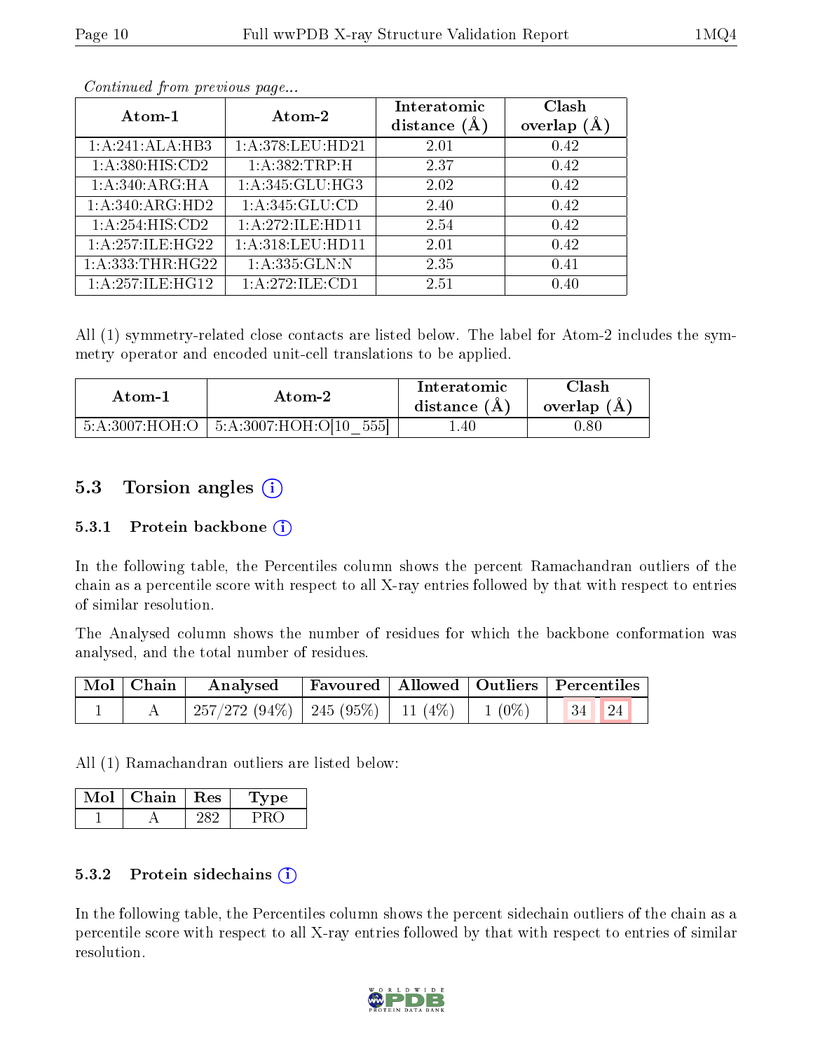*Continued from previous page...*

| Atom-1 | Atom-2 | Interatomic distance (Å) | Clash overlap (Å) |
|---|---|---|---|
| 1:A:241:ALA:HB3 | 1:A:378:LEU:HD21 | 2.01 | 0.42 |
| 1:A:380:HIS:CD2 | 1:A:382:TRP:H | 2.37 | 0.42 |
| 1:A:340:ARG:HA | 1:A:345:GLU:HG3 | 2.02 | 0.42 |
| 1:A:340:ARG:HD2 | 1:A:345:GLU:CD | 2.40 | 0.42 |
| 1:A:254:HIS:CD2 | 1:A:272:ILE:HD11 | 2.54 | 0.42 |
| 1:A:257:ILE:HG22 | 1:A:318:LEU:HD11 | 2.01 | 0.42 |
| 1:A:333:THR:HG22 | 1:A:335:GLN:N | 2.35 | 0.41 |
| 1:A:257:ILE:HG12 | 1:A:272:ILE:CD1 | 2.51 | 0.40 |

All (1) symmetry-related close contacts are listed below. The label for Atom-2 includes the symmetry operator and encoded unit-cell translations to be applied.

| Atom-1 | Atom-2 | Interatomic distance (Å) | Clash overlap (Å) |
|---|---|---|---|
| 5:A:3007:HOH:O | 5:A:3007:HOH:O[10_555] | 1.40 | 0.80 |

## 5.3 Torsion angles

### 5.3.1 Protein backbone

In the following table, the Percentiles column shows the percent Ramachandran outliers of the chain as a percentile score with respect to all X-ray entries followed by that with respect to entries of similar resolution.

The Analysed column shows the number of residues for which the backbone conformation was analysed, and the total number of residues.

| Mol | Chain | Analysed | Favoured | Allowed | Outliers | Percentiles | |
|---|---|---|---|---|---|---|---|
| 1 | A | 257/272 (94%) | 245 (95%) | 11 (4%) | 1 (0%) | 34 | 24 |

All (1) Ramachandran outliers are listed below:

| Mol | Chain | Res | Type |
|---|---|---|---|
| 1 | A | 282 | PRO |

### 5.3.2 Protein sidechains

In the following table, the Percentiles column shows the percent sidechain outliers of the chain as a percentile score with respect to all X-ray entries followed by that with respect to entries of similar resolution.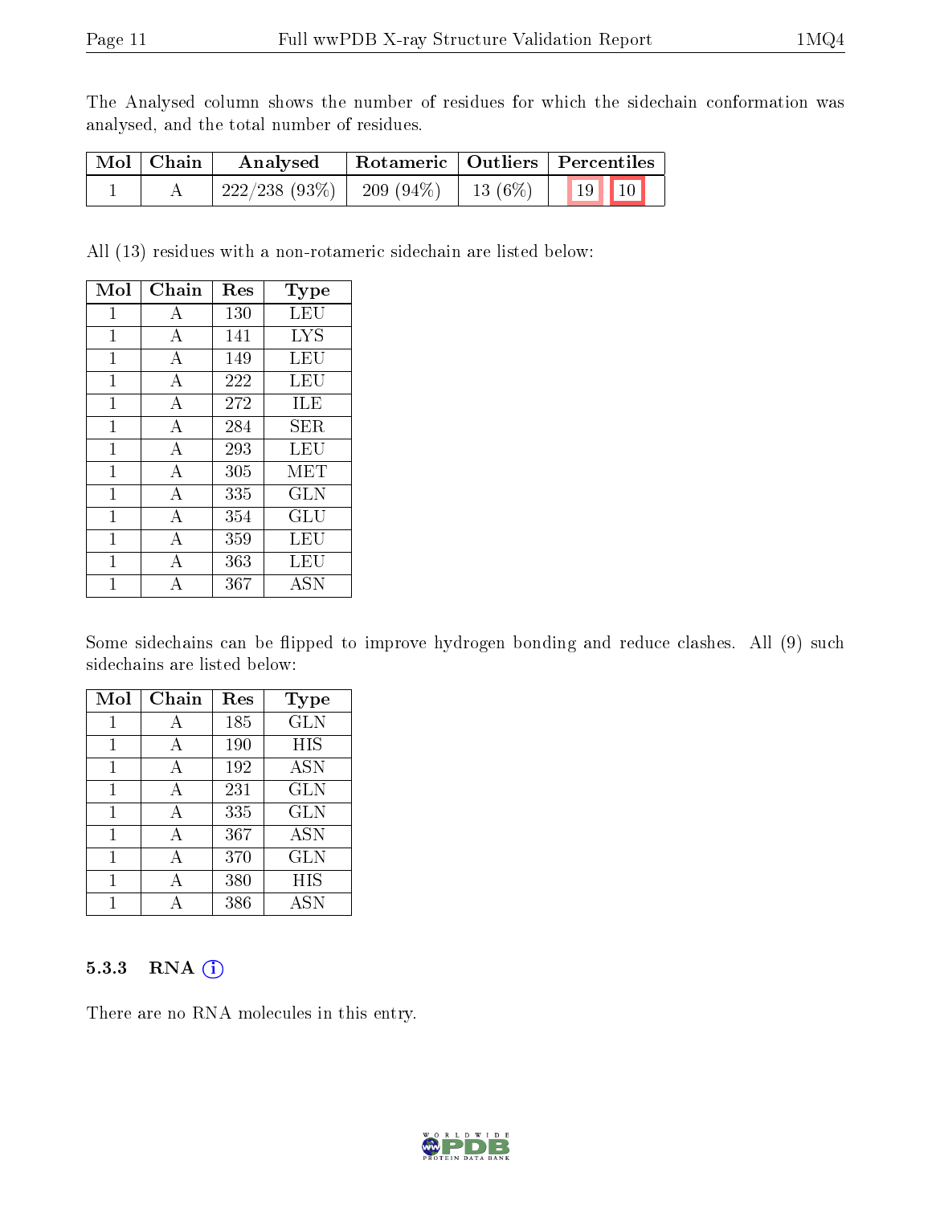The Analysed column shows the number of residues for which the sidechain conformation was analysed, and the total number of residues.

| Mol | Chain | Analysed | Rotameric | Outliers | Percentiles | |
|---|---|---|---|---|---|---|
| 1 | A | 222/238 (93%) | 209 (94%) | 13 (6%) | 19 | 10 |

All (13) residues with a non-rotameric sidechain are listed below:

| Mol | Chain | Res | Type |
|---|---|---|---|
| 1 | A | 130 | LEU |
| 1 | A | 141 | LYS |
| 1 | A | 149 | LEU |
| 1 | A | 222 | LEU |
| 1 | A | 272 | ILE |
| 1 | A | 284 | SER |
| 1 | A | 293 | LEU |
| 1 | A | 305 | MET |
| 1 | A | 335 | GLN |
| 1 | A | 354 | GLU |
| 1 | A | 359 | LEU |
| 1 | A | 363 | LEU |
| 1 | A | 367 | ASN |

Some sidechains can be flipped to improve hydrogen bonding and reduce clashes. All (9) such sidechains are listed below:

| Mol | Chain | Res | Type |
|---|---|---|---|
| 1 | A | 185 | GLN |
| 1 | A | 190 | HIS |
| 1 | A | 192 | ASN |
| 1 | A | 231 | GLN |
| 1 | A | 335 | GLN |
| 1 | A | 367 | ASN |
| 1 | A | 370 | GLN |
| 1 | A | 380 | HIS |
| 1 | A | 386 | ASN |

### 5.3.3 RNA

There are no RNA molecules in this entry.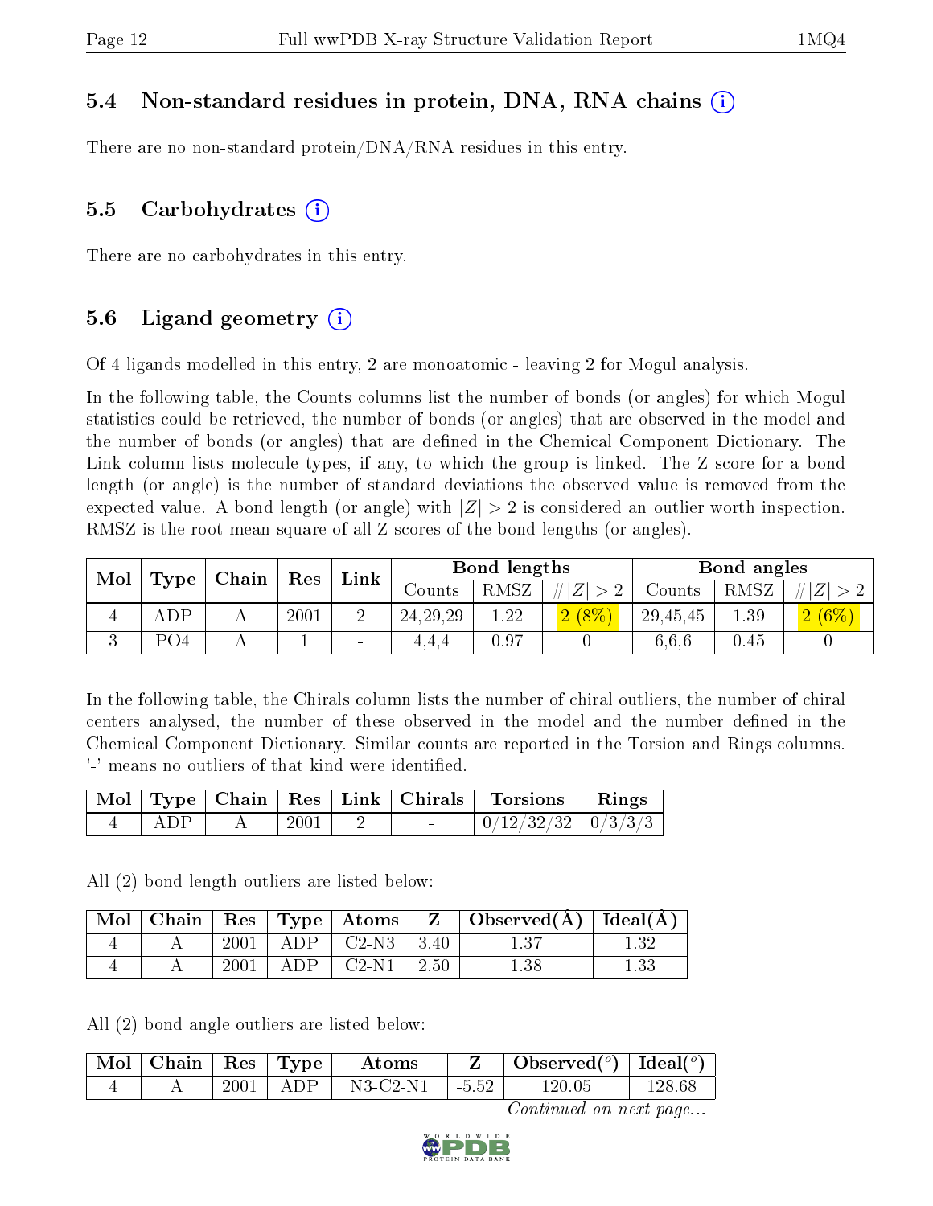## 5.4 Non-standard residues in protein, DNA, RNA chains (i)

There are no non-standard protein/DNA/RNA residues in this entry.

## 5.5 Carbohydrates (i)

There are no carbohydrates in this entry.

## 5.6 Ligand geometry (i)

Of 4 ligands modelled in this entry, 2 are monoatomic - leaving 2 for Mogul analysis.

In the following table, the Counts columns list the number of bonds (or angles) for which Mogul statistics could be retrieved, the number of bonds (or angles) that are observed in the model and the number of bonds (or angles) that are defined in the Chemical Component Dictionary. The Link column lists molecule types, if any, to which the group is linked. The Z score for a bond length (or angle) is the number of standard deviations the observed value is removed from the expected value. A bond length (or angle) with $|Z| > 2$ is considered an outlier worth inspection. RMSZ is the root-mean-square of all Z scores of the bond lengths (or angles).

| Mol | Type | Chain | Res | Link | Bond lengths | | | Bond angles | | |
|---|---|---|---|---|---|---|---|---|---|---|
| | | | | | Counts | RMSZ | $\#\|Z\| > 2$ | Counts | RMSZ | $\#\|Z\| > 2$ |
| 4 | ADP | A | 2001 | 2 | 24,29,29 | 1.22 | 2 (8%) | 29,45,45 | 1.39 | 2 (6%) |
| 3 | PO4 | A | 1 | - | 4,4,4 | 0.97 | 0 | 6,6,6 | 0.45 | 0 |

In the following table, the Chirals column lists the number of chiral outliers, the number of chiral centers analysed, the number of these observed in the model and the number defined in the Chemical Component Dictionary. Similar counts are reported in the Torsion and Rings columns. '-' means no outliers of that kind were identified.

| Mol | Type | Chain | Res | Link | Chirals | Torsions | Rings |
|---|---|---|---|---|---|---|---|
| 4 | ADP | A | 2001 | 2 | - | 0/12/32/32 | 0/3/3/3 |

All (2) bond length outliers are listed below:

| Mol | Chain | Res | Type | Atoms | Z | Observed(Å) | Ideal(Å) |
|---|---|---|---|---|---|---|---|
| 4 | A | 2001 | ADP | C2-N3 | 3.40 | 1.37 | 1.32 |
| 4 | A | 2001 | ADP | C2-N1 | 2.50 | 1.38 | 1.33 |

All (2) bond angle outliers are listed below:

| Mol | Chain | Res | Type | Atoms | Z | Observed(°) | Ideal(°) |
|---|---|---|---|---|---|---|---|
| 4 | A | 2001 | ADP | N3-C2-N1 | -5.52 | 120.05 | 128.68 |

*Continued on next page...*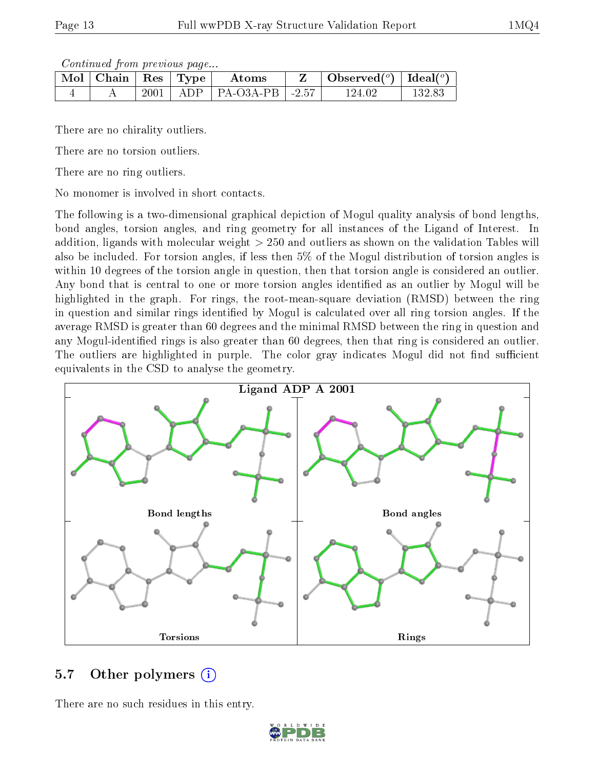*Continued from previous page...*

| Mol | Chain | Res | Type | Atoms | Z | Observed(°) | Ideal(°) |
|---|---|---|---|---|---|---|---|
| 4 | A | 2001 | ADP | PA-O3A-PB | -2.57 | 124.02 | 132.83 |

There are no chirality outliers.

There are no torsion outliers.

There are no ring outliers.

No monomer is involved in short contacts.

The following is a two-dimensional graphical depiction of Mogul quality analysis of bond lengths, bond angles, torsion angles, and ring geometry for all instances of the Ligand of Interest. In addition, ligands with molecular weight > 250 and outliers as shown on the validation Tables will also be included. For torsion angles, if less then 5% of the Mogul distribution of torsion angles is within 10 degrees of the torsion angle in question, then that torsion angle is considered an outlier. Any bond that is central to one or more torsion angles identified as an outlier by Mogul will be highlighted in the graph. For rings, the root-mean-square deviation (RMSD) between the ring in question and similar rings identified by Mogul is calculated over all ring torsion angles. If the average RMSD is greater than 60 degrees and the minimal RMSD between the ring in question and any Mogul-identified rings is also greater than 60 degrees, then that ring is considered an outlier. The outliers are highlighted in purple. The color gray indicates Mogul did not find sufficient equivalents in the CSD to analyse the geometry.

Ligand ADP A 2001

Bond lengths

Bond angles

Torsions

Rings

## 5.7 Other polymers

There are no such residues in this entry.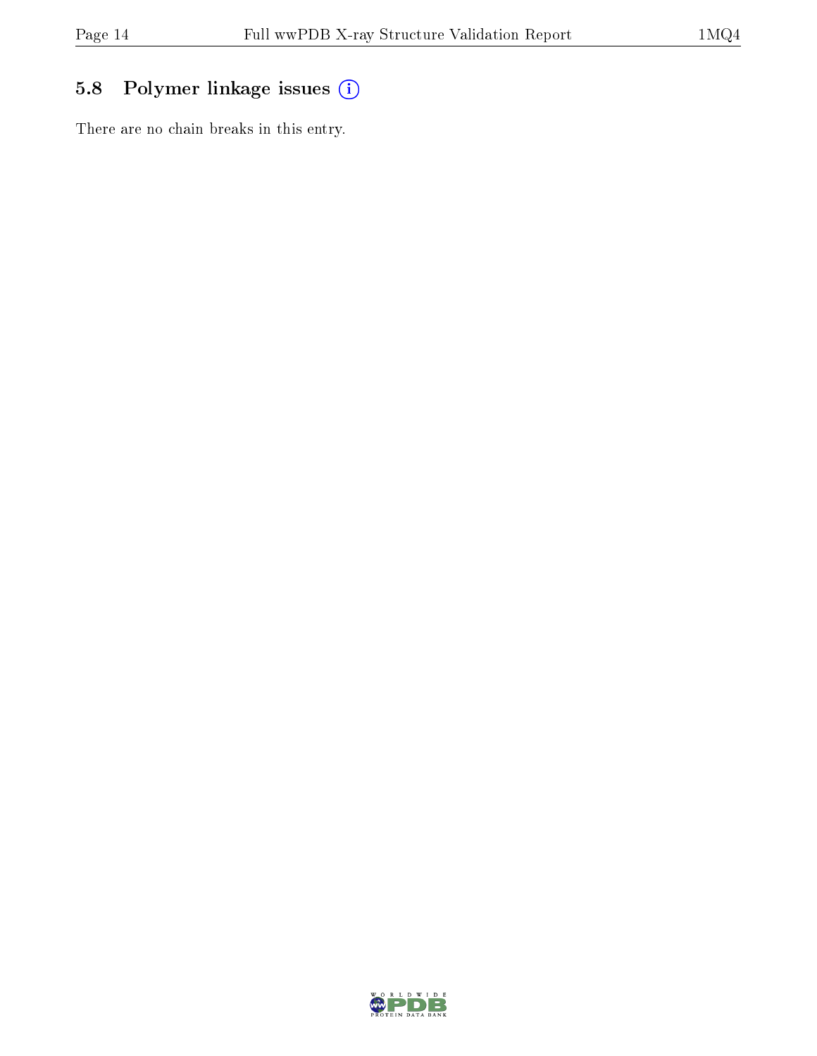## 5.8 Polymer linkage issues (i)

There are no chain breaks in this entry.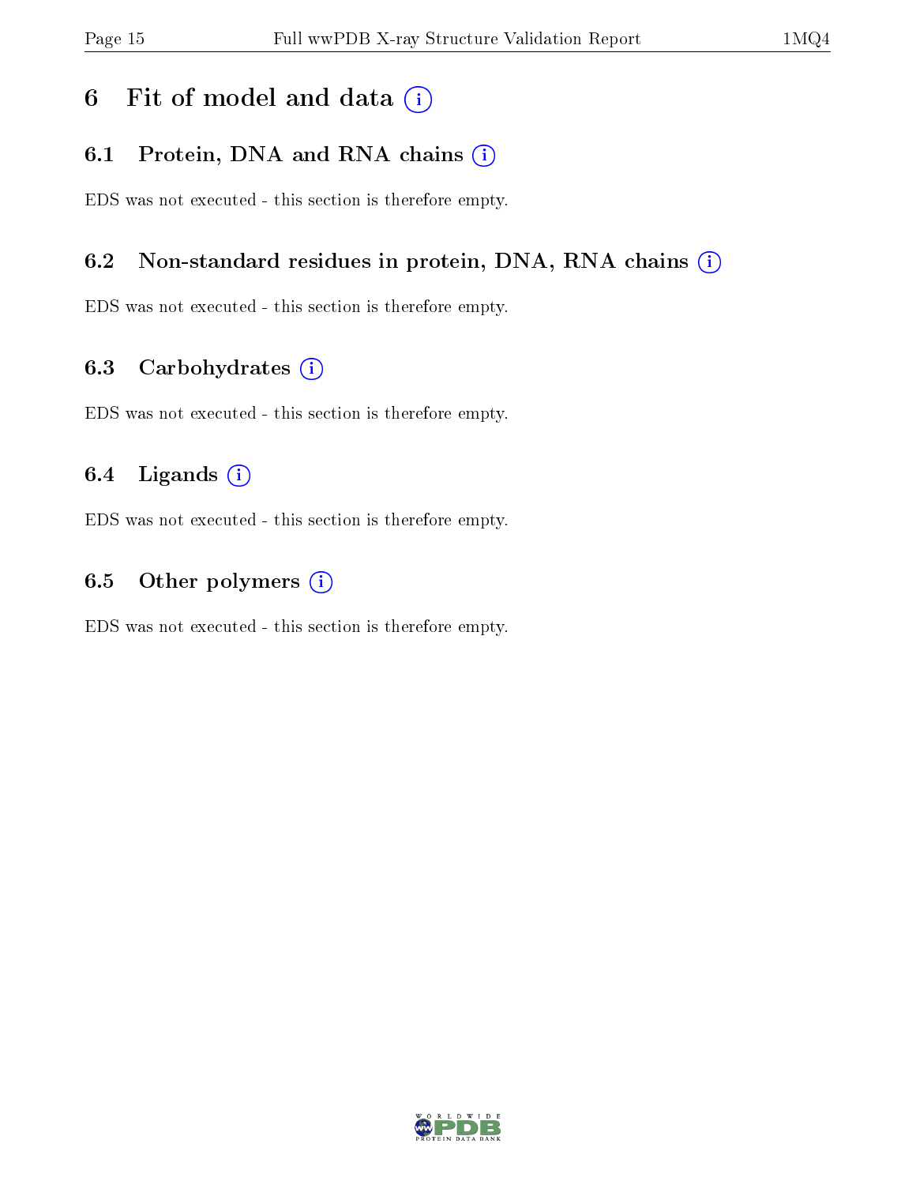# 6 Fit of model and data

## 6.1 Protein, DNA and RNA chains

EDS was not executed - this section is therefore empty.

## 6.2 Non-standard residues in protein, DNA, RNA chains

EDS was not executed - this section is therefore empty.

## 6.3 Carbohydrates

EDS was not executed - this section is therefore empty.

## 6.4 Ligands

EDS was not executed - this section is therefore empty.

## 6.5 Other polymers

EDS was not executed - this section is therefore empty.